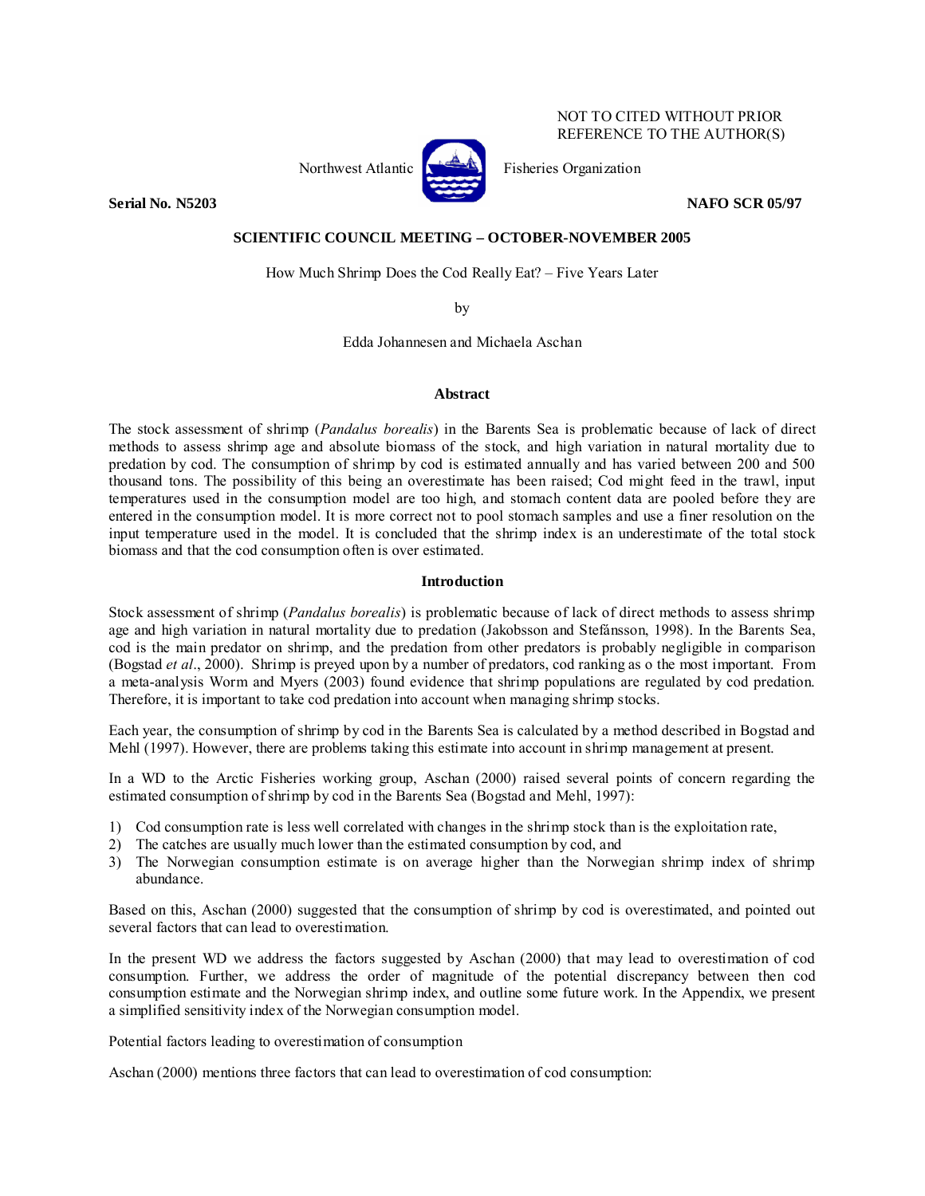NOT TO CITED WITHOUT PRIOR REFERENCE TO THE AUTHOR(S)

Northwest Atlantic Fisheries Organization

**Serial No. N5203** **NAFO SCR 05/97**

**SCIENTIFIC COUNCIL MEETING – OCTOBER-NOVEMBER 2005**

How Much Shrimp Does the Cod Really Eat? – Five Years Later

by

Edda Johannesen and Michaela Aschan

## Abstract

The stock assessment of shrimp (*Pandalus borealis*) in the Barents Sea is problematic because of lack of direct methods to assess shrimp age and absolute biomass of the stock, and high variation in natural mortality due to predation by cod. The consumption of shrimp by cod is estimated annually and has varied between 200 and 500 thousand tons. The possibility of this being an overestimate has been raised; Cod might feed in the trawl, input temperatures used in the consumption model are too high, and stomach content data are pooled before they are entered in the consumption model. It is more correct not to pool stomach samples and use a finer resolution on the input temperature used in the model. It is concluded that the shrimp index is an underestimate of the total stock biomass and that the cod consumption often is over estimated.

## Introduction

Stock assessment of shrimp (*Pandalus borealis*) is problematic because of lack of direct methods to assess shrimp age and high variation in natural mortality due to predation (Jakobsson and Stefánsson, 1998). In the Barents Sea, cod is the main predator on shrimp, and the predation from other predators is probably negligible in comparison (Bogstad *et al*., 2000). Shrimp is preyed upon by a number of predators, cod ranking as o the most important. From a meta-analysis Worm and Myers (2003) found evidence that shrimp populations are regulated by cod predation. Therefore, it is important to take cod predation into account when managing shrimp stocks.

Each year, the consumption of shrimp by cod in the Barents Sea is calculated by a method described in Bogstad and Mehl (1997). However, there are problems taking this estimate into account in shrimp management at present.

In a WD to the Arctic Fisheries working group, Aschan (2000) raised several points of concern regarding the estimated consumption of shrimp by cod in the Barents Sea (Bogstad and Mehl, 1997):

1) Cod consumption rate is less well correlated with changes in the shrimp stock than is the exploitation rate,
2) The catches are usually much lower than the estimated consumption by cod, and
3) The Norwegian consumption estimate is on average higher than the Norwegian shrimp index of shrimp abundance.

Based on this, Aschan (2000) suggested that the consumption of shrimp by cod is overestimated, and pointed out several factors that can lead to overestimation.

In the present WD we address the factors suggested by Aschan (2000) that may lead to overestimation of cod consumption. Further, we address the order of magnitude of the potential discrepancy between then cod consumption estimate and the Norwegian shrimp index, and outline some future work. In the Appendix, we present a simplified sensitivity index of the Norwegian consumption model.

Potential factors leading to overestimation of consumption

Aschan (2000) mentions three factors that can lead to overestimation of cod consumption: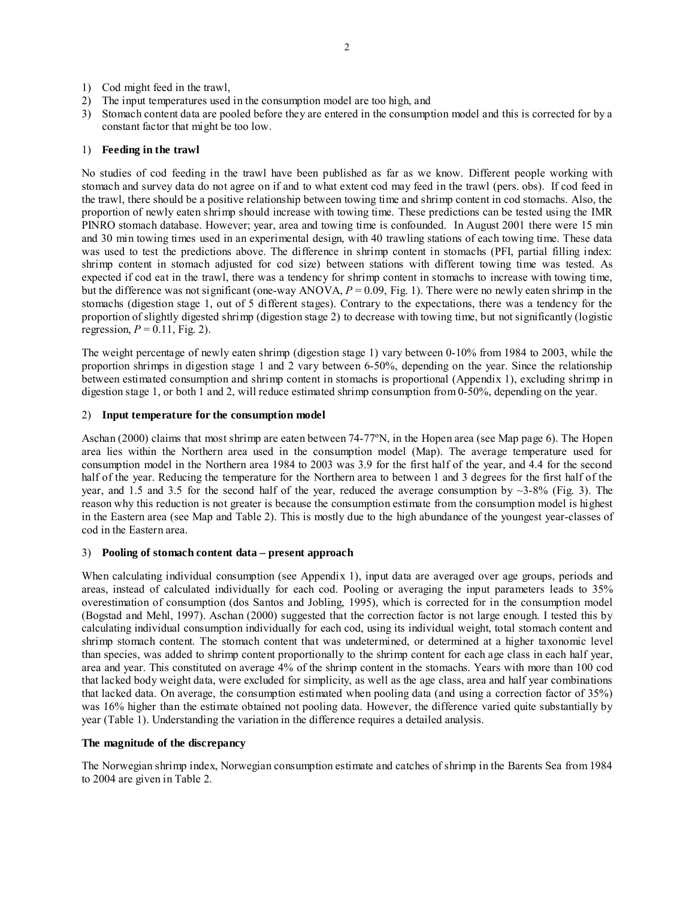1) Cod might feed in the trawl,
2) The input temperatures used in the consumption model are too high, and
3) Stomach content data are pooled before they are entered in the consumption model and this is corrected for by a constant factor that might be too low.

### 1) **Feeding in the trawl**

No studies of cod feeding in the trawl have been published as far as we know. Different people working with stomach and survey data do not agree on if and to what extent cod may feed in the trawl (pers. obs). If cod feed in the trawl, there should be a positive relationship between towing time and shrimp content in cod stomachs. Also, the proportion of newly eaten shrimp should increase with towing time. These predictions can be tested using the IMR PINRO stomach database. However; year, area and towing time is confounded. In August 2001 there were 15 min and 30 min towing times used in an experimental design, with 40 trawling stations of each towing time. These data was used to test the predictions above. The difference in shrimp content in stomachs (PFI, partial filling index: shrimp content in stomach adjusted for cod size) between stations with different towing time was tested. As expected if cod eat in the trawl, there was a tendency for shrimp content in stomachs to increase with towing time, but the difference was not significant (one-way ANOVA, $P = 0.09$, Fig. 1). There were no newly eaten shrimp in the stomachs (digestion stage 1, out of 5 different stages). Contrary to the expectations, there was a tendency for the proportion of slightly digested shrimp (digestion stage 2) to decrease with towing time, but not significantly (logistic regression, $P = 0.11$, Fig. 2).

The weight percentage of newly eaten shrimp (digestion stage 1) vary between 0-10% from 1984 to 2003, while the proportion shrimps in digestion stage 1 and 2 vary between 6-50%, depending on the year. Since the relationship between estimated consumption and shrimp content in stomachs is proportional (Appendix 1), excluding shrimp in digestion stage 1, or both 1 and 2, will reduce estimated shrimp consumption from 0-50%, depending on the year.

### 2) **Input temperature for the consumption model**

Aschan (2000) claims that most shrimp are eaten between 74-77ºN, in the Hopen area (see Map page 6). The Hopen area lies within the Northern area used in the consumption model (Map). The average temperature used for consumption model in the Northern area 1984 to 2003 was 3.9 for the first half of the year, and 4.4 for the second half of the year. Reducing the temperature for the Northern area to between 1 and 3 degrees for the first half of the year, and 1.5 and 3.5 for the second half of the year, reduced the average consumption by ~3-8% (Fig. 3). The reason why this reduction is not greater is because the consumption estimate from the consumption model is highest in the Eastern area (see Map and Table 2). This is mostly due to the high abundance of the youngest year-classes of cod in the Eastern area.

### 3) **Pooling of stomach content data – present approach**

When calculating individual consumption (see Appendix 1), input data are averaged over age groups, periods and areas, instead of calculated individually for each cod. Pooling or averaging the input parameters leads to 35% overestimation of consumption (dos Santos and Jobling, 1995), which is corrected for in the consumption model (Bogstad and Mehl, 1997). Aschan (2000) suggested that the correction factor is not large enough. I tested this by calculating individual consumption individually for each cod, using its individual weight, total stomach content and shrimp stomach content. The stomach content that was undetermined, or determined at a higher taxonomic level than species, was added to shrimp content proportionally to the shrimp content for each age class in each half year, area and year. This constituted on average 4% of the shrimp content in the stomachs. Years with more than 100 cod that lacked body weight data, were excluded for simplicity, as well as the age class, area and half year combinations that lacked data. On average, the consumption estimated when pooling data (and using a correction factor of 35%) was 16% higher than the estimate obtained not pooling data. However, the difference varied quite substantially by year (Table 1). Understanding the variation in the difference requires a detailed analysis.

### **The magnitude of the discrepancy**

The Norwegian shrimp index, Norwegian consumption estimate and catches of shrimp in the Barents Sea from 1984 to 2004 are given in Table 2.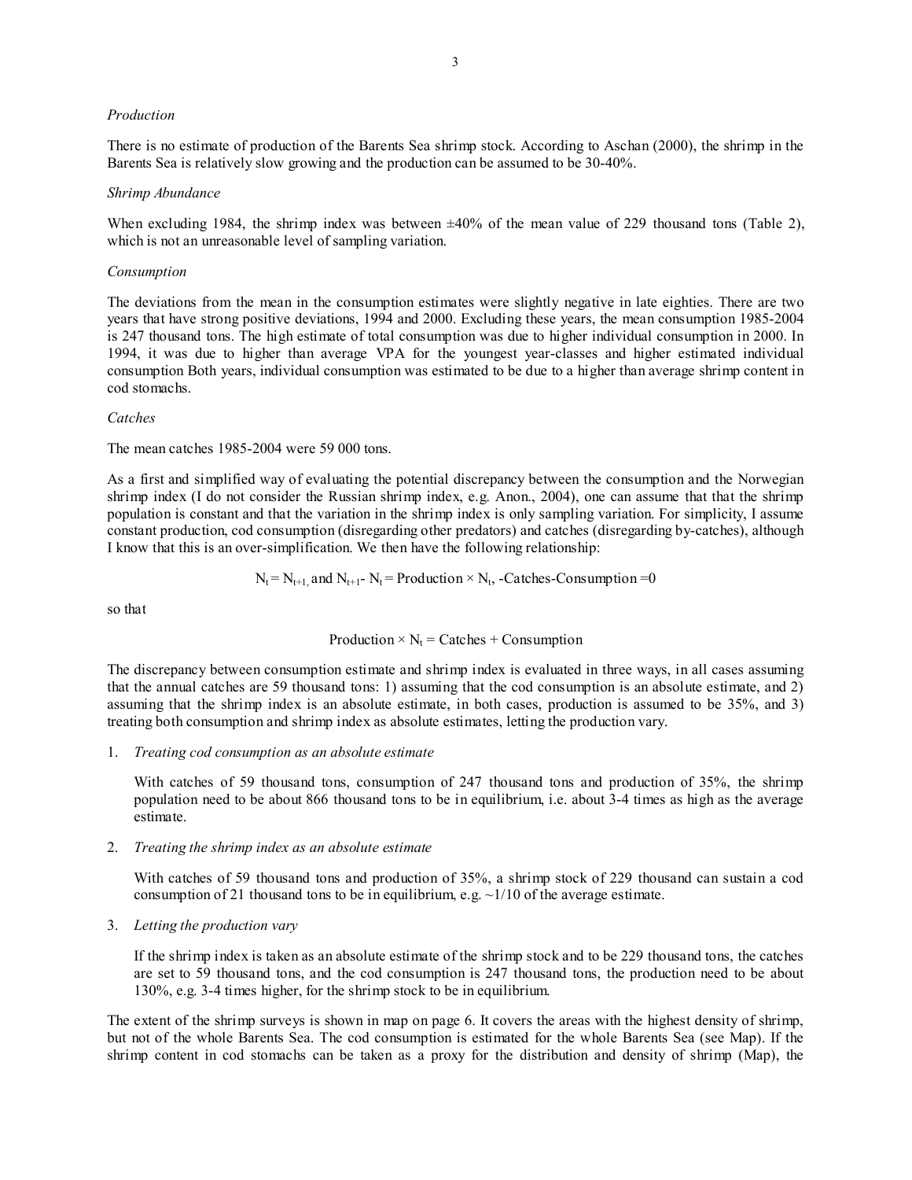*Production*

There is no estimate of production of the Barents Sea shrimp stock. According to Aschan (2000), the shrimp in the Barents Sea is relatively slow growing and the production can be assumed to be 30-40%.

*Shrimp Abundance*

When excluding 1984, the shrimp index was between ±40% of the mean value of 229 thousand tons (Table 2), which is not an unreasonable level of sampling variation.

*Consumption*

The deviations from the mean in the consumption estimates were slightly negative in late eighties. There are two years that have strong positive deviations, 1994 and 2000. Excluding these years, the mean consumption 1985-2004 is 247 thousand tons. The high estimate of total consumption was due to higher individual consumption in 2000. In 1994, it was due to higher than average VPA for the youngest year-classes and higher estimated individual consumption Both years, individual consumption was estimated to be due to a higher than average shrimp content in cod stomachs.

*Catches*

The mean catches 1985-2004 were 59 000 tons.

As a first and simplified way of evaluating the potential discrepancy between the consumption and the Norwegian shrimp index (I do not consider the Russian shrimp index, e.g. Anon., 2004), one can assume that that the shrimp population is constant and that the variation in the shrimp index is only sampling variation. For simplicity, I assume constant production, cod consumption (disregarding other predators) and catches (disregarding by-catches), although I know that this is an over-simplification. We then have the following relationship:

$$N_t = N_{t+1,} \text{ and } N_{t+1} - N_t = \text{Production} \times N_t, -\text{Catches} - \text{Consumption} = 0$$

so that

$$\text{Production} \times N_t = \text{Catches} + \text{Consumption}$$

The discrepancy between consumption estimate and shrimp index is evaluated in three ways, in all cases assuming that the annual catches are 59 thousand tons: 1) assuming that the cod consumption is an absolute estimate, and 2) assuming that the shrimp index is an absolute estimate, in both cases, production is assumed to be 35%, and 3) treating both consumption and shrimp index as absolute estimates, letting the production vary.

1. *Treating cod consumption as an absolute estimate*

   With catches of 59 thousand tons, consumption of 247 thousand tons and production of 35%, the shrimp population need to be about 866 thousand tons to be in equilibrium, i.e. about 3-4 times as high as the average estimate.

2. *Treating the shrimp index as an absolute estimate*

   With catches of 59 thousand tons and production of 35%, a shrimp stock of 229 thousand can sustain a cod consumption of 21 thousand tons to be in equilibrium, e.g. ~1/10 of the average estimate.

3. *Letting the production vary*

   If the shrimp index is taken as an absolute estimate of the shrimp stock and to be 229 thousand tons, the catches are set to 59 thousand tons, and the cod consumption is 247 thousand tons, the production need to be about 130%, e.g. 3-4 times higher, for the shrimp stock to be in equilibrium.

The extent of the shrimp surveys is shown in map on page 6. It covers the areas with the highest density of shrimp, but not of the whole Barents Sea. The cod consumption is estimated for the whole Barents Sea (see Map). If the shrimp content in cod stomachs can be taken as a proxy for the distribution and density of shrimp (Map), the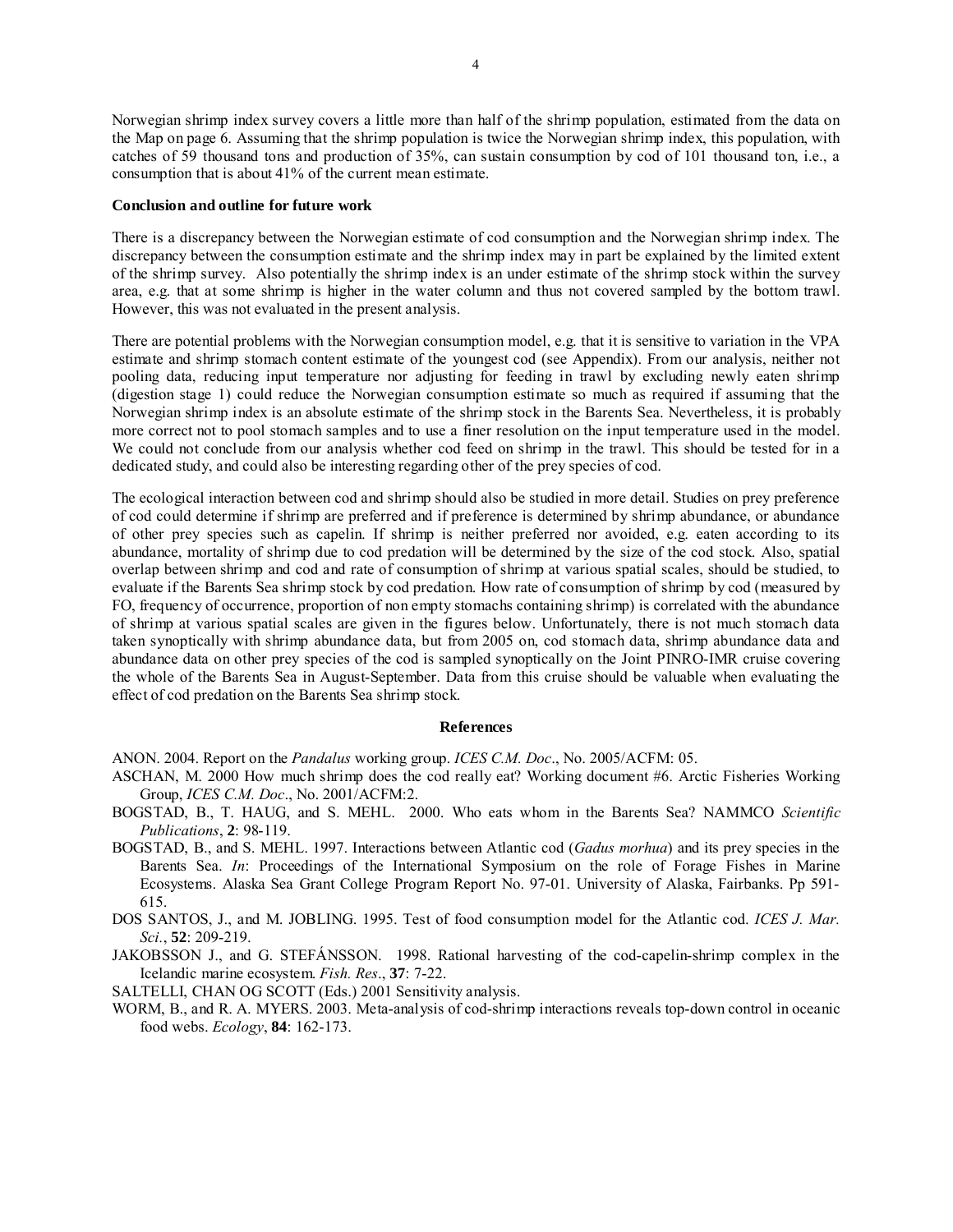Norwegian shrimp index survey covers a little more than half of the shrimp population, estimated from the data on the Map on page 6. Assuming that the shrimp population is twice the Norwegian shrimp index, this population, with catches of 59 thousand tons and production of 35%, can sustain consumption by cod of 101 thousand ton, i.e., a consumption that is about 41% of the current mean estimate.

**Conclusion and outline for future work**

There is a discrepancy between the Norwegian estimate of cod consumption and the Norwegian shrimp index. The discrepancy between the consumption estimate and the shrimp index may in part be explained by the limited extent of the shrimp survey. Also potentially the shrimp index is an under estimate of the shrimp stock within the survey area, e.g. that at some shrimp is higher in the water column and thus not covered sampled by the bottom trawl. However, this was not evaluated in the present analysis.

There are potential problems with the Norwegian consumption model, e.g. that it is sensitive to variation in the VPA estimate and shrimp stomach content estimate of the youngest cod (see Appendix). From our analysis, neither not pooling data, reducing input temperature nor adjusting for feeding in trawl by excluding newly eaten shrimp (digestion stage 1) could reduce the Norwegian consumption estimate so much as required if assuming that the Norwegian shrimp index is an absolute estimate of the shrimp stock in the Barents Sea. Nevertheless, it is probably more correct not to pool stomach samples and to use a finer resolution on the input temperature used in the model. We could not conclude from our analysis whether cod feed on shrimp in the trawl. This should be tested for in a dedicated study, and could also be interesting regarding other of the prey species of cod.

The ecological interaction between cod and shrimp should also be studied in more detail. Studies on prey preference of cod could determine if shrimp are preferred and if preference is determined by shrimp abundance, or abundance of other prey species such as capelin. If shrimp is neither preferred nor avoided, e.g. eaten according to its abundance, mortality of shrimp due to cod predation will be determined by the size of the cod stock. Also, spatial overlap between shrimp and cod and rate of consumption of shrimp at various spatial scales, should be studied, to evaluate if the Barents Sea shrimp stock by cod predation. How rate of consumption of shrimp by cod (measured by FO, frequency of occurrence, proportion of non empty stomachs containing shrimp) is correlated with the abundance of shrimp at various spatial scales are given in the figures below. Unfortunately, there is not much stomach data taken synoptically with shrimp abundance data, but from 2005 on, cod stomach data, shrimp abundance data and abundance data on other prey species of the cod is sampled synoptically on the Joint PINRO-IMR cruise covering the whole of the Barents Sea in August-September. Data from this cruise should be valuable when evaluating the effect of cod predation on the Barents Sea shrimp stock.

**References**

ANON. 2004. Report on the *Pandalus* working group. *ICES C.M. Doc*., No. 2005/ACFM: 05.

ASCHAN, M. 2000 How much shrimp does the cod really eat? Working document #6. Arctic Fisheries Working Group, *ICES C.M. Doc*., No. 2001/ACFM:2.

BOGSTAD, B., T. HAUG, and S. MEHL. 2000. Who eats whom in the Barents Sea? NAMMCO *Scientific Publications*, **2**: 98-119.

BOGSTAD, B., and S. MEHL. 1997. Interactions between Atlantic cod (*Gadus morhua*) and its prey species in the Barents Sea. *In*: Proceedings of the International Symposium on the role of Forage Fishes in Marine Ecosystems. Alaska Sea Grant College Program Report No. 97-01. University of Alaska, Fairbanks. Pp 591-615.

DOS SANTOS, J., and M. JOBLING. 1995. Test of food consumption model for the Atlantic cod. *ICES J. Mar. Sci*., **52**: 209-219.

JAKOBSSON J., and G. STEFÁNSSON. 1998. Rational harvesting of the cod-capelin-shrimp complex in the Icelandic marine ecosystem. *Fish. Res*., **37**: 7-22.

SALTELLI, CHAN OG SCOTT (Eds.) 2001 Sensitivity analysis.

WORM, B., and R. A. MYERS. 2003. Meta-analysis of cod-shrimp interactions reveals top-down control in oceanic food webs. *Ecology*, **84**: 162-173.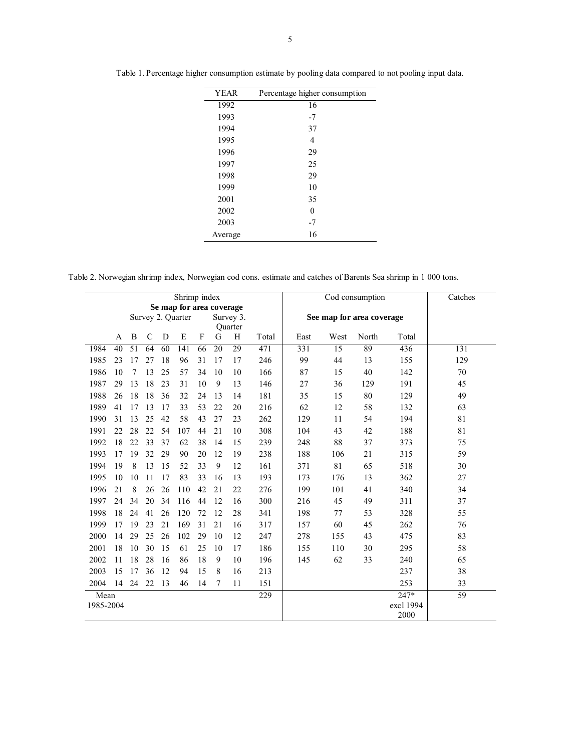Table 1. Percentage higher consumption estimate by pooling data compared to not pooling input data.

| YEAR | Percentage higher consumption |
|---|---|
| 1992 | 16 |
| 1993 | -7 |
| 1994 | 37 |
| 1995 | 4 |
| 1996 | 29 |
| 1997 | 25 |
| 1998 | 29 |
| 1999 | 10 |
| 2001 | 35 |
| 2002 | 0 |
| 2003 | -7 |
| Average | 16 |

Table 2. Norwegian shrimp index, Norwegian cod cons. estimate and catches of Barents Sea shrimp in 1 000 tons.

| | Shrimp index | | | | | | | | | Cod consumption | | | | Catches |
|---|---|---|---|---|---|---|---|---|---|---|---|---|---|---|
| | **Se map for area coverage** | | | | | | | | | | | | | |
| | Survey 2. Quarter | | | | | | Survey 3. Quarter | | | **See map for area coverage** | | | | |
| | A | B | C | D | E | F | G | H | Total | East | West | North | Total | |
| 1984 | 40 | 51 | 64 | 60 | 141 | 66 | 20 | 29 | 471 | 331 | 15 | 89 | 436 | 131 |
| 1985 | 23 | 17 | 27 | 18 | 96 | 31 | 17 | 17 | 246 | 99 | 44 | 13 | 155 | 129 |
| 1986 | 10 | 7 | 13 | 25 | 57 | 34 | 10 | 10 | 166 | 87 | 15 | 40 | 142 | 70 |
| 1987 | 29 | 13 | 18 | 23 | 31 | 10 | 9 | 13 | 146 | 27 | 36 | 129 | 191 | 45 |
| 1988 | 26 | 18 | 18 | 36 | 32 | 24 | 13 | 14 | 181 | 35 | 15 | 80 | 129 | 49 |
| 1989 | 41 | 17 | 13 | 17 | 33 | 53 | 22 | 20 | 216 | 62 | 12 | 58 | 132 | 63 |
| 1990 | 31 | 13 | 25 | 42 | 58 | 43 | 27 | 23 | 262 | 129 | 11 | 54 | 194 | 81 |
| 1991 | 22 | 28 | 22 | 54 | 107 | 44 | 21 | 10 | 308 | 104 | 43 | 42 | 188 | 81 |
| 1992 | 18 | 22 | 33 | 37 | 62 | 38 | 14 | 15 | 239 | 248 | 88 | 37 | 373 | 75 |
| 1993 | 17 | 19 | 32 | 29 | 90 | 20 | 12 | 19 | 238 | 188 | 106 | 21 | 315 | 59 |
| 1994 | 19 | 8 | 13 | 15 | 52 | 33 | 9 | 12 | 161 | 371 | 81 | 65 | 518 | 30 |
| 1995 | 10 | 10 | 11 | 17 | 83 | 33 | 16 | 13 | 193 | 173 | 176 | 13 | 362 | 27 |
| 1996 | 21 | 8 | 26 | 26 | 110 | 42 | 21 | 22 | 276 | 199 | 101 | 41 | 340 | 34 |
| 1997 | 24 | 34 | 20 | 34 | 116 | 44 | 12 | 16 | 300 | 216 | 45 | 49 | 311 | 37 |
| 1998 | 18 | 24 | 41 | 26 | 120 | 72 | 12 | 28 | 341 | 198 | 77 | 53 | 328 | 55 |
| 1999 | 17 | 19 | 23 | 21 | 169 | 31 | 21 | 16 | 317 | 157 | 60 | 45 | 262 | 76 |
| 2000 | 14 | 29 | 25 | 26 | 102 | 29 | 10 | 12 | 247 | 278 | 155 | 43 | 475 | 83 |
| 2001 | 18 | 10 | 30 | 15 | 61 | 25 | 10 | 17 | 186 | 155 | 110 | 30 | 295 | 58 |
| 2002 | 11 | 18 | 28 | 16 | 86 | 18 | 9 | 10 | 196 | 145 | 62 | 33 | 240 | 65 |
| 2003 | 15 | 17 | 36 | 12 | 94 | 15 | 8 | 16 | 213 | | | | 237 | 38 |
| 2004 | 14 | 24 | 22 | 13 | 46 | 14 | 7 | 11 | 151 | | | | 253 | 33 |
| Mean 1985-2004 | | | | | | | | | 229 | | | | 247* excl 1994 2000 | 59 |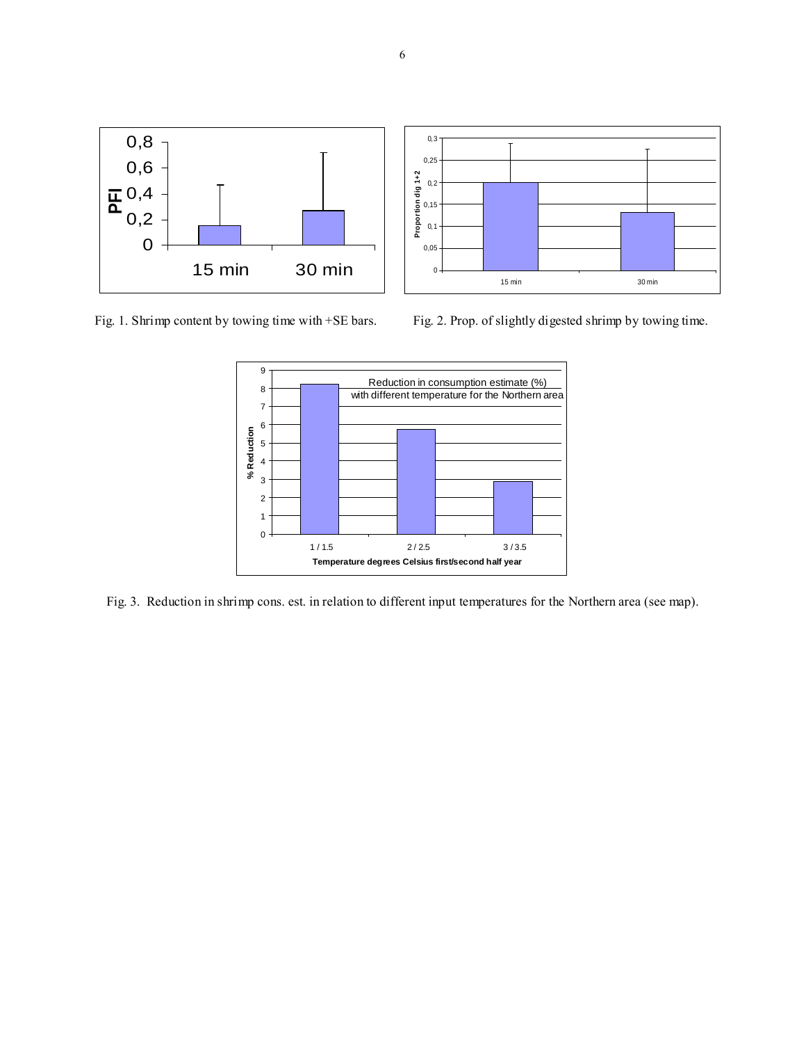Fig. 1. Shrimp content by towing time with +SE bars.

Fig. 2. Prop. of slightly digested shrimp by towing time.

Fig. 3. Reduction in shrimp cons. est. in relation to different input temperatures for the Northern area (see map).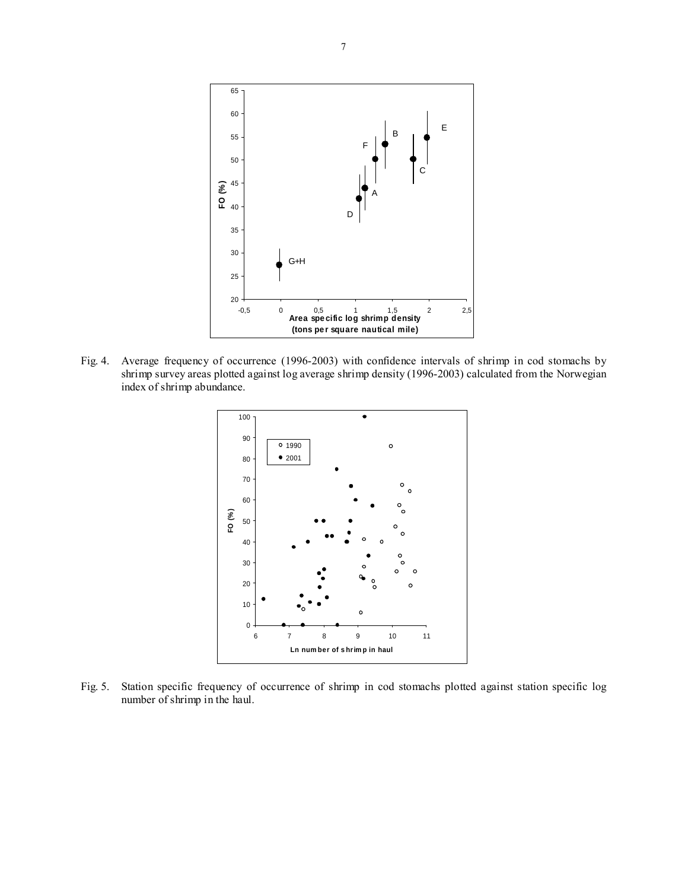Fig. 4. Average frequency of occurrence (1996-2003) with confidence intervals of shrimp in cod stomachs by shrimp survey areas plotted against log average shrimp density (1996-2003) calculated from the Norwegian index of shrimp abundance.

Fig. 5. Station specific frequency of occurrence of shrimp in cod stomachs plotted against station specific log number of shrimp in the haul.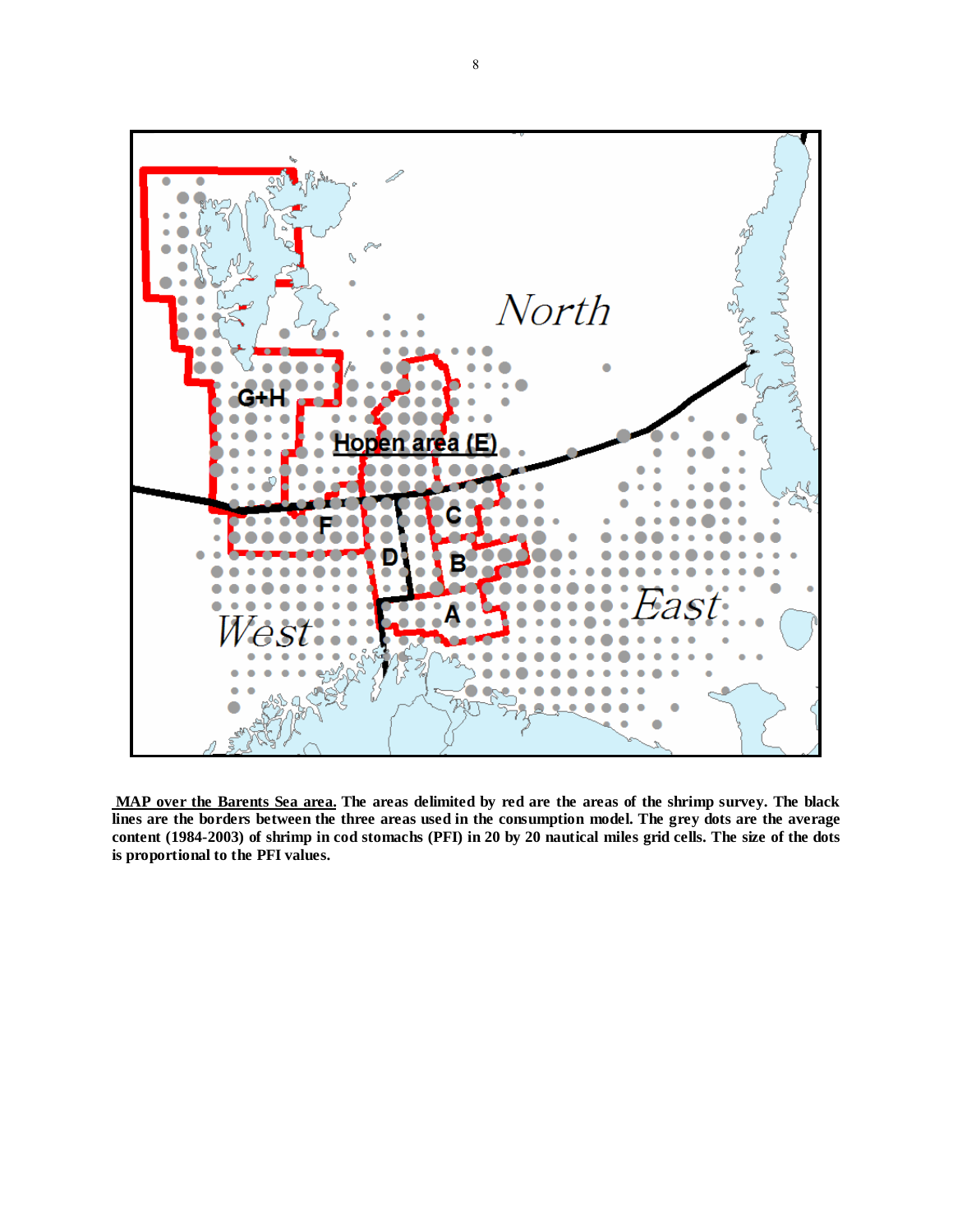**<u>MAP over the Barents Sea area.</u> The areas delimited by red are the areas of the shrimp survey. The black lines are the borders between the three areas used in the consumption model. The grey dots are the average content (1984-2003) of shrimp in cod stomachs (PFI) in 20 by 20 nautical miles grid cells. The size of the dots is proportional to the PFI values.**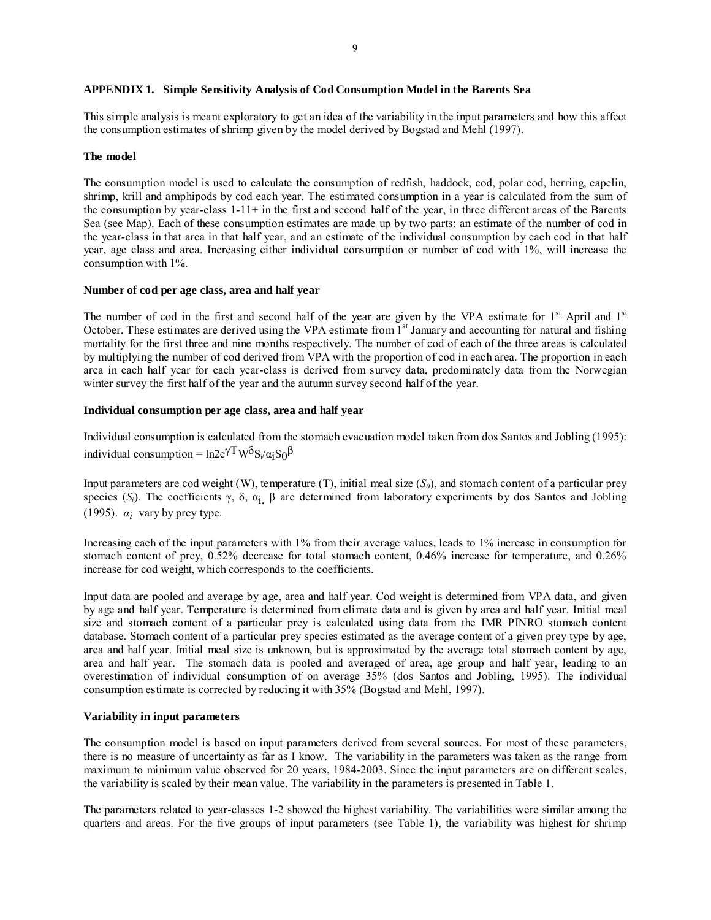### APPENDIX 1. Simple Sensitivity Analysis of Cod Consumption Model in the Barents Sea

This simple analysis is meant exploratory to get an idea of the variability in the input parameters and how this affect the consumption estimates of shrimp given by the model derived by Bogstad and Mehl (1997).

#### The model

The consumption model is used to calculate the consumption of redfish, haddock, cod, polar cod, herring, capelin, shrimp, krill and amphipods by cod each year. The estimated consumption in a year is calculated from the sum of the consumption by year-class 1-11+ in the first and second half of the year, in three different areas of the Barents Sea (see Map). Each of these consumption estimates are made up by two parts: an estimate of the number of cod in the year-class in that area in that half year, and an estimate of the individual consumption by each cod in that half year, age class and area. Increasing either individual consumption or number of cod with 1%, will increase the consumption with 1%.

#### Number of cod per age class, area and half year

The number of cod in the first and second half of the year are given by the VPA estimate for 1st April and 1st October. These estimates are derived using the VPA estimate from 1st January and accounting for natural and fishing mortality for the first three and nine months respectively. The number of cod of each of the three areas is calculated by multiplying the number of cod derived from VPA with the proportion of cod in each area. The proportion in each area in each half year for each year-class is derived from survey data, predominately data from the Norwegian winter survey the first half of the year and the autumn survey second half of the year.

#### Individual consumption per age class, area and half year

Individual consumption is calculated from the stomach evacuation model taken from dos Santos and Jobling (1995): individual consumption = $\ln 2 e^{\gamma T} W^{\delta} S_i / \alpha_i S_0^{\beta}$

Input parameters are cod weight ($W$), temperature ($T$), initial meal size ($S_0$), and stomach content of a particular prey species ($S_i$). The coefficients $\gamma$, $\delta$, $\alpha_i$, $\beta$ are determined from laboratory experiments by dos Santos and Jobling (1995). $\alpha_i$ vary by prey type.

Increasing each of the input parameters with 1% from their average values, leads to 1% increase in consumption for stomach content of prey, 0.52% decrease for total stomach content, 0.46% increase for temperature, and 0.26% increase for cod weight, which corresponds to the coefficients.

Input data are pooled and average by age, area and half year. Cod weight is determined from VPA data, and given by age and half year. Temperature is determined from climate data and is given by area and half year. Initial meal size and stomach content of a particular prey is calculated using data from the IMR PINRO stomach content database. Stomach content of a particular prey species estimated as the average content of a given prey type by age, area and half year. Initial meal size is unknown, but is approximated by the average total stomach content by age, area and half year. The stomach data is pooled and averaged of area, age group and half year, leading to an overestimation of individual consumption of on average 35% (dos Santos and Jobling, 1995). The individual consumption estimate is corrected by reducing it with 35% (Bogstad and Mehl, 1997).

#### Variability in input parameters

The consumption model is based on input parameters derived from several sources. For most of these parameters, there is no measure of uncertainty as far as I know. The variability in the parameters was taken as the range from maximum to minimum value observed for 20 years, 1984-2003. Since the input parameters are on different scales, the variability is scaled by their mean value. The variability in the parameters is presented in Table 1.

The parameters related to year-classes 1-2 showed the highest variability. The variabilities were similar among the quarters and areas. For the five groups of input parameters (see Table 1), the variability was highest for shrimp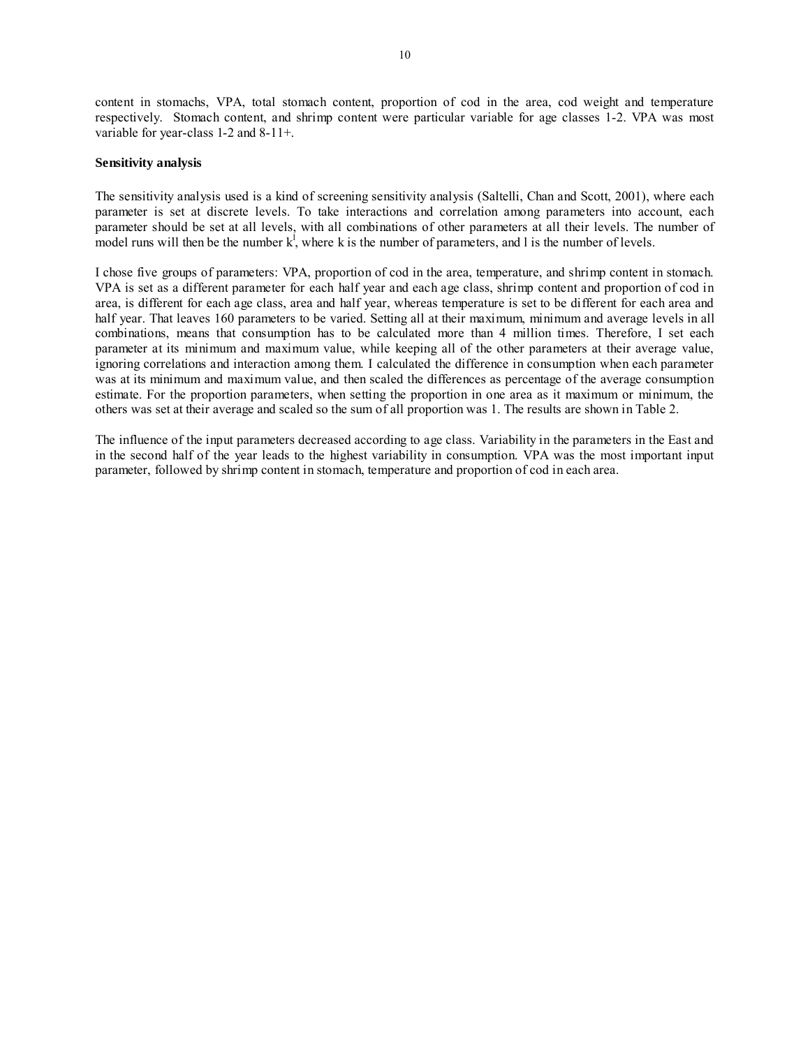content in stomachs, VPA, total stomach content, proportion of cod in the area, cod weight and temperature respectively. Stomach content, and shrimp content were particular variable for age classes 1-2. VPA was most variable for year-class 1-2 and 8-11+.

**Sensitivity analysis**

The sensitivity analysis used is a kind of screening sensitivity analysis (Saltelli, Chan and Scott, 2001), where each parameter is set at discrete levels. To take interactions and correlation among parameters into account, each parameter should be set at all levels, with all combinations of other parameters at all their levels. The number of model runs will then be the number $k^l$, where k is the number of parameters, and l is the number of levels.

I chose five groups of parameters: VPA, proportion of cod in the area, temperature, and shrimp content in stomach. VPA is set as a different parameter for each half year and each age class, shrimp content and proportion of cod in area, is different for each age class, area and half year, whereas temperature is set to be different for each area and half year. That leaves 160 parameters to be varied. Setting all at their maximum, minimum and average levels in all combinations, means that consumption has to be calculated more than 4 million times. Therefore, I set each parameter at its minimum and maximum value, while keeping all of the other parameters at their average value, ignoring correlations and interaction among them. I calculated the difference in consumption when each parameter was at its minimum and maximum value, and then scaled the differences as percentage of the average consumption estimate. For the proportion parameters, when setting the proportion in one area as it maximum or minimum, the others was set at their average and scaled so the sum of all proportion was 1. The results are shown in Table 2.

The influence of the input parameters decreased according to age class. Variability in the parameters in the East and in the second half of the year leads to the highest variability in consumption. VPA was the most important input parameter, followed by shrimp content in stomach, temperature and proportion of cod in each area.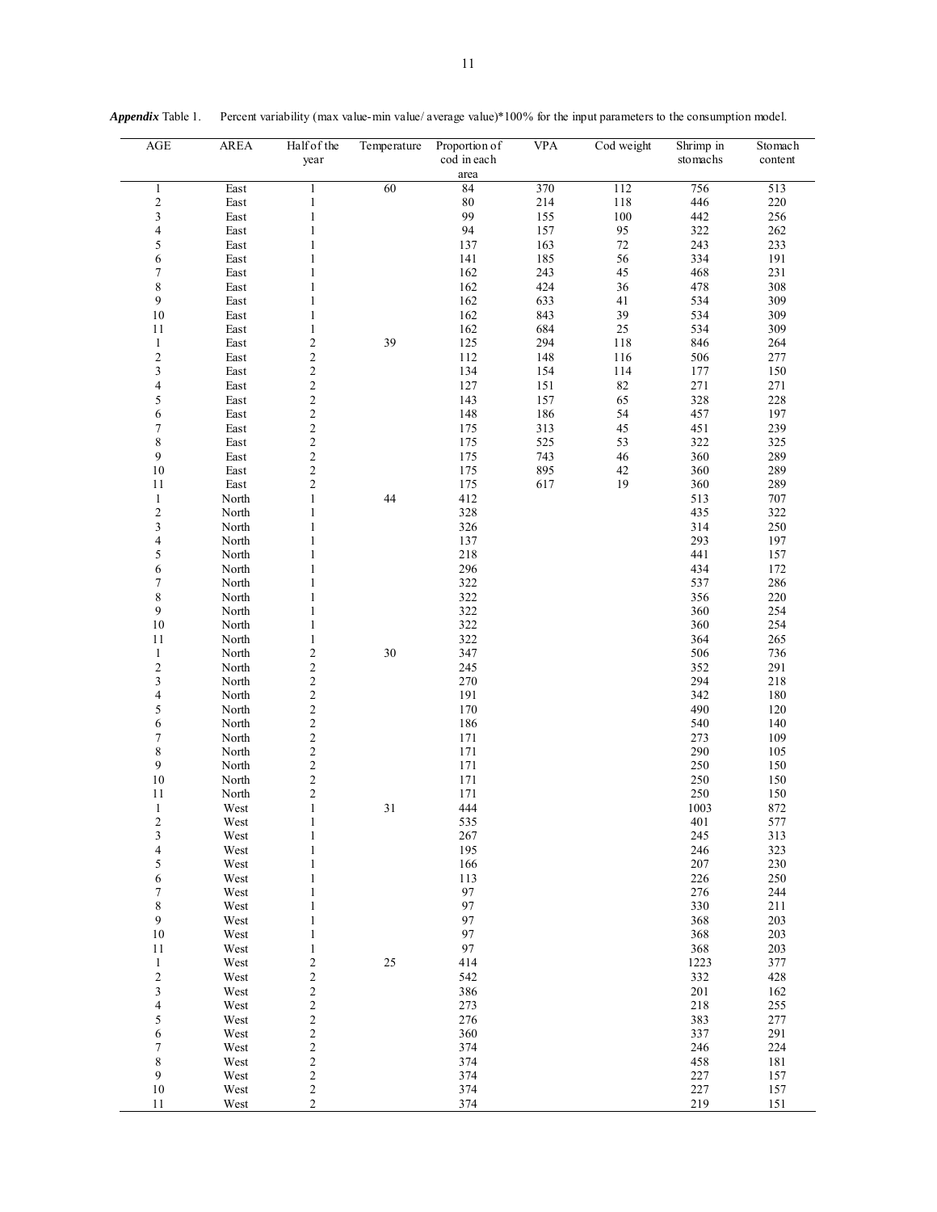***Appendix*** Table 1. Percent variability (max value-min value/ average value)*100% for the input parameters to the consumption model.

| AGE | AREA | Half of the year | Temperature | Proportion of cod in each area | VPA | Cod weight | Shrimp in stomachs | Stomach content |
|---|---|---|---|---|---|---|---|---|
| 1 | East | 1 | 60 | 84 | 370 | 112 | 756 | 513 |
| 2 | East | 1 | | 80 | 214 | 118 | 446 | 220 |
| 3 | East | 1 | | 99 | 155 | 100 | 442 | 256 |
| 4 | East | 1 | | 94 | 157 | 95 | 322 | 262 |
| 5 | East | 1 | | 137 | 163 | 72 | 243 | 233 |
| 6 | East | 1 | | 141 | 185 | 56 | 334 | 191 |
| 7 | East | 1 | | 162 | 243 | 45 | 468 | 231 |
| 8 | East | 1 | | 162 | 424 | 36 | 478 | 308 |
| 9 | East | 1 | | 162 | 633 | 41 | 534 | 309 |
| 10 | East | 1 | | 162 | 843 | 39 | 534 | 309 |
| 11 | East | 1 | | 162 | 684 | 25 | 534 | 309 |
| 1 | East | 2 | 39 | 125 | 294 | 118 | 846 | 264 |
| 2 | East | 2 | | 112 | 148 | 116 | 506 | 277 |
| 3 | East | 2 | | 134 | 154 | 114 | 177 | 150 |
| 4 | East | 2 | | 127 | 151 | 82 | 271 | 271 |
| 5 | East | 2 | | 143 | 157 | 65 | 328 | 228 |
| 6 | East | 2 | | 148 | 186 | 54 | 457 | 197 |
| 7 | East | 2 | | 175 | 313 | 45 | 451 | 239 |
| 8 | East | 2 | | 175 | 525 | 53 | 322 | 325 |
| 9 | East | 2 | | 175 | 743 | 46 | 360 | 289 |
| 10 | East | 2 | | 175 | 895 | 42 | 360 | 289 |
| 11 | East | 2 | | 175 | 617 | 19 | 360 | 289 |
| 1 | North | 1 | 44 | 412 | | | 513 | 707 |
| 2 | North | 1 | | 328 | | | 435 | 322 |
| 3 | North | 1 | | 326 | | | 314 | 250 |
| 4 | North | 1 | | 137 | | | 293 | 197 |
| 5 | North | 1 | | 218 | | | 441 | 157 |
| 6 | North | 1 | | 296 | | | 434 | 172 |
| 7 | North | 1 | | 322 | | | 537 | 286 |
| 8 | North | 1 | | 322 | | | 356 | 220 |
| 9 | North | 1 | | 322 | | | 360 | 254 |
| 10 | North | 1 | | 322 | | | 360 | 254 |
| 11 | North | 1 | | 322 | | | 364 | 265 |
| 1 | North | 2 | 30 | 347 | | | 506 | 736 |
| 2 | North | 2 | | 245 | | | 352 | 291 |
| 3 | North | 2 | | 270 | | | 294 | 218 |
| 4 | North | 2 | | 191 | | | 342 | 180 |
| 5 | North | 2 | | 170 | | | 490 | 120 |
| 6 | North | 2 | | 186 | | | 540 | 140 |
| 7 | North | 2 | | 171 | | | 273 | 109 |
| 8 | North | 2 | | 171 | | | 290 | 105 |
| 9 | North | 2 | | 171 | | | 250 | 150 |
| 10 | North | 2 | | 171 | | | 250 | 150 |
| 11 | North | 2 | | 171 | | | 250 | 150 |
| 1 | West | 1 | 31 | 444 | | | 1003 | 872 |
| 2 | West | 1 | | 535 | | | 401 | 577 |
| 3 | West | 1 | | 267 | | | 245 | 313 |
| 4 | West | 1 | | 195 | | | 246 | 323 |
| 5 | West | 1 | | 166 | | | 207 | 230 |
| 6 | West | 1 | | 113 | | | 226 | 250 |
| 7 | West | 1 | | 97 | | | 276 | 244 |
| 8 | West | 1 | | 97 | | | 330 | 211 |
| 9 | West | 1 | | 97 | | | 368 | 203 |
| 10 | West | 1 | | 97 | | | 368 | 203 |
| 11 | West | 1 | | 97 | | | 368 | 203 |
| 1 | West | 2 | 25 | 414 | | | 1223 | 377 |
| 2 | West | 2 | | 542 | | | 332 | 428 |
| 3 | West | 2 | | 386 | | | 201 | 162 |
| 4 | West | 2 | | 273 | | | 218 | 255 |
| 5 | West | 2 | | 276 | | | 383 | 277 |
| 6 | West | 2 | | 360 | | | 337 | 291 |
| 7 | West | 2 | | 374 | | | 246 | 224 |
| 8 | West | 2 | | 374 | | | 458 | 181 |
| 9 | West | 2 | | 374 | | | 227 | 157 |
| 10 | West | 2 | | 374 | | | 227 | 157 |
| 11 | West | 2 | | 374 | | | 219 | 151 |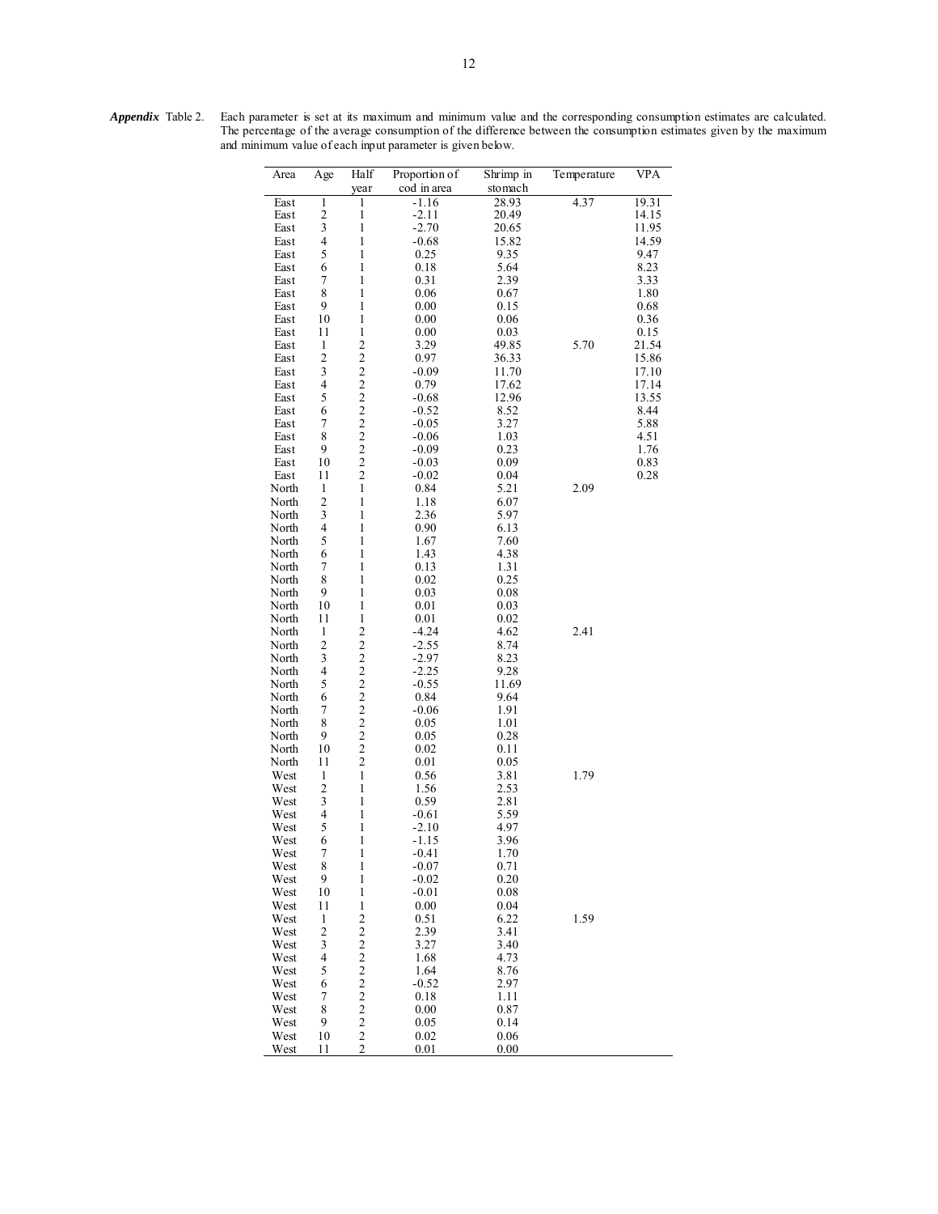***Appendix*** Table 2. Each parameter is set at its maximum and minimum value and the corresponding consumption estimates are calculated. The percentage of the average consumption of the difference between the consumption estimates given by the maximum and minimum value of each input parameter is given below.

| Area | Age | Half year | Proportion of cod in area | Shrimp in stomach | Temperature | VPA |
|---|---|---|---|---|---|---|
| East | 1 | 1 | -1.16 | 28.93 | 4.37 | 19.31 |
| East | 2 | 1 | -2.11 | 20.49 | | 14.15 |
| East | 3 | 1 | -2.70 | 20.65 | | 11.95 |
| East | 4 | 1 | -0.68 | 15.82 | | 14.59 |
| East | 5 | 1 | 0.25 | 9.35 | | 9.47 |
| East | 6 | 1 | 0.18 | 5.64 | | 8.23 |
| East | 7 | 1 | 0.31 | 2.39 | | 3.33 |
| East | 8 | 1 | 0.06 | 0.67 | | 1.80 |
| East | 9 | 1 | 0.00 | 0.15 | | 0.68 |
| East | 10 | 1 | 0.00 | 0.06 | | 0.36 |
| East | 11 | 1 | 0.00 | 0.03 | | 0.15 |
| East | 1 | 2 | 3.29 | 49.85 | 5.70 | 21.54 |
| East | 2 | 2 | 0.97 | 36.33 | | 15.86 |
| East | 3 | 2 | -0.09 | 11.70 | | 17.10 |
| East | 4 | 2 | 0.79 | 17.62 | | 17.14 |
| East | 5 | 2 | -0.68 | 12.96 | | 13.55 |
| East | 6 | 2 | -0.52 | 8.52 | | 8.44 |
| East | 7 | 2 | -0.05 | 3.27 | | 5.88 |
| East | 8 | 2 | -0.06 | 1.03 | | 4.51 |
| East | 9 | 2 | -0.09 | 0.23 | | 1.76 |
| East | 10 | 2 | -0.03 | 0.09 | | 0.83 |
| East | 11 | 2 | -0.02 | 0.04 | | 0.28 |
| North | 1 | 1 | 0.84 | 5.21 | 2.09 | |
| North | 2 | 1 | 1.18 | 6.07 | | |
| North | 3 | 1 | 2.36 | 5.97 | | |
| North | 4 | 1 | 0.90 | 6.13 | | |
| North | 5 | 1 | 1.67 | 7.60 | | |
| North | 6 | 1 | 1.43 | 4.38 | | |
| North | 7 | 1 | 0.13 | 1.31 | | |
| North | 8 | 1 | 0.02 | 0.25 | | |
| North | 9 | 1 | 0.03 | 0.08 | | |
| North | 10 | 1 | 0.01 | 0.03 | | |
| North | 11 | 1 | 0.01 | 0.02 | | |
| North | 1 | 2 | -4.24 | 4.62 | 2.41 | |
| North | 2 | 2 | -2.55 | 8.74 | | |
| North | 3 | 2 | -2.97 | 8.23 | | |
| North | 4 | 2 | -2.25 | 9.28 | | |
| North | 5 | 2 | -0.55 | 11.69 | | |
| North | 6 | 2 | 0.84 | 9.64 | | |
| North | 7 | 2 | -0.06 | 1.91 | | |
| North | 8 | 2 | 0.05 | 1.01 | | |
| North | 9 | 2 | 0.05 | 0.28 | | |
| North | 10 | 2 | 0.02 | 0.11 | | |
| North | 11 | 2 | 0.01 | 0.05 | | |
| West | 1 | 1 | 0.56 | 3.81 | 1.79 | |
| West | 2 | 1 | 1.56 | 2.53 | | |
| West | 3 | 1 | 0.59 | 2.81 | | |
| West | 4 | 1 | -0.61 | 5.59 | | |
| West | 5 | 1 | -2.10 | 4.97 | | |
| West | 6 | 1 | -1.15 | 3.96 | | |
| West | 7 | 1 | -0.41 | 1.70 | | |
| West | 8 | 1 | -0.07 | 0.71 | | |
| West | 9 | 1 | -0.02 | 0.20 | | |
| West | 10 | 1 | -0.01 | 0.08 | | |
| West | 11 | 1 | 0.00 | 0.04 | | |
| West | 1 | 2 | 0.51 | 6.22 | 1.59 | |
| West | 2 | 2 | 2.39 | 3.41 | | |
| West | 3 | 2 | 3.27 | 3.40 | | |
| West | 4 | 2 | 1.68 | 4.73 | | |
| West | 5 | 2 | 1.64 | 8.76 | | |
| West | 6 | 2 | -0.52 | 2.97 | | |
| West | 7 | 2 | 0.18 | 1.11 | | |
| West | 8 | 2 | 0.00 | 0.87 | | |
| West | 9 | 2 | 0.05 | 0.14 | | |
| West | 10 | 2 | 0.02 | 0.06 | | |
| West | 11 | 2 | 0.01 | 0.00 | | |